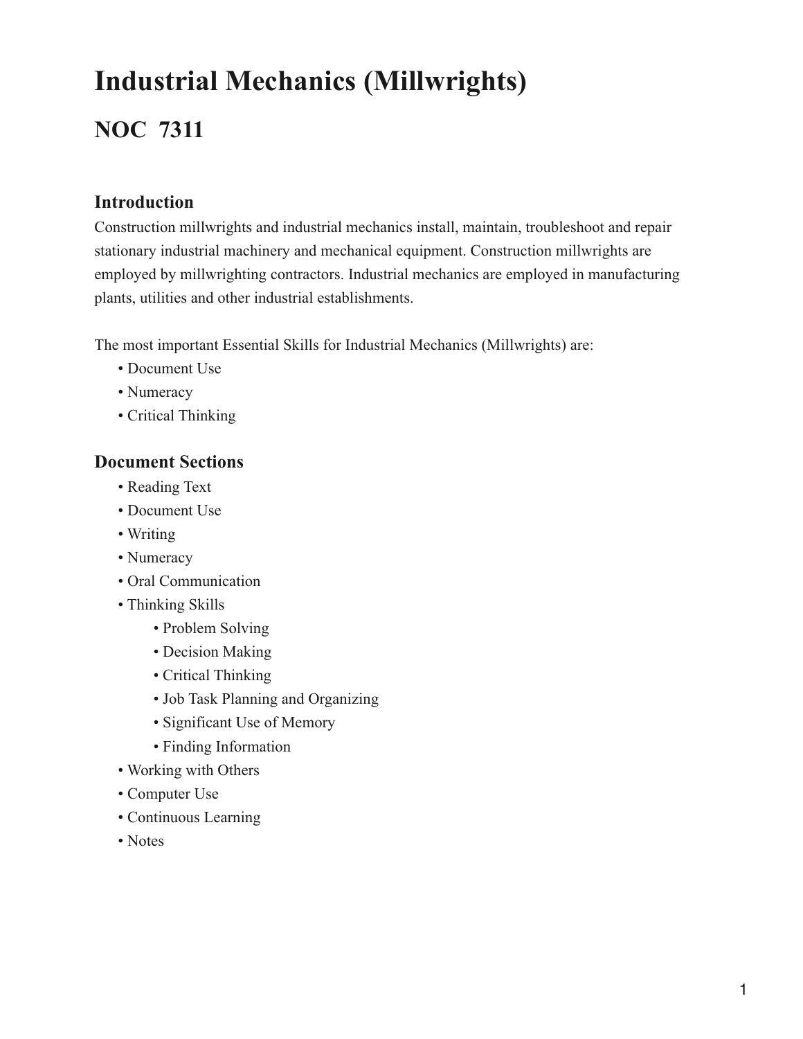# Industrial Mechanics (Millwrights)

## NOC 7311

### Introduction

Construction millwrights and industrial mechanics install, maintain, troubleshoot and repair stationary industrial machinery and mechanical equipment. Construction millwrights are employed by millwrighting contractors. Industrial mechanics are employed in manufacturing plants, utilities and other industrial establishments.

The most important Essential Skills for Industrial Mechanics (Millwrights) are:

- Document Use
- Numeracy
- Critical Thinking

### Document Sections

- Reading Text
- Document Use
- Writing
- Numeracy
- Oral Communication
- Thinking Skills
  - Problem Solving
  - Decision Making
  - Critical Thinking
  - Job Task Planning and Organizing
  - Significant Use of Memory
  - Finding Information
- Working with Others
- Computer Use
- Continuous Learning
- Notes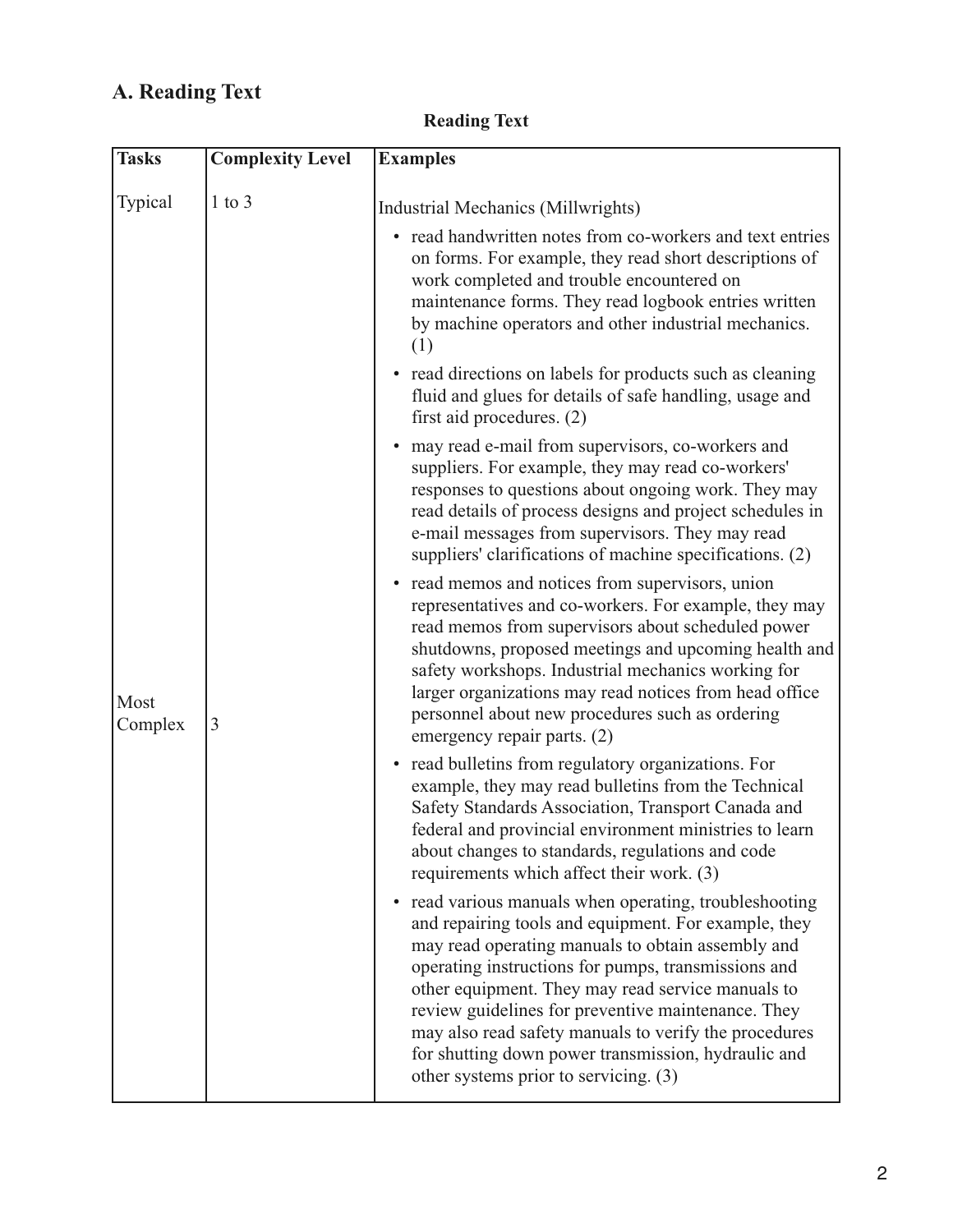## A. Reading Text

**Reading Text**

| Tasks | Complexity Level | Examples |
|---|---|---|
| Typical | 1 to 3 | Industrial Mechanics (Millwrights)<br>• read handwritten notes from co-workers and text entries on forms. For example, they read short descriptions of work completed and trouble encountered on maintenance forms. They read logbook entries written by machine operators and other industrial mechanics. (1)<br>• read directions on labels for products such as cleaning fluid and glues for details of safe handling, usage and first aid procedures. (2)<br>• may read e-mail from supervisors, co-workers and suppliers. For example, they may read co-workers' responses to questions about ongoing work. They may read details of process designs and project schedules in e-mail messages from supervisors. They may read suppliers' clarifications of machine specifications. (2)<br>• read memos and notices from supervisors, union representatives and co-workers. For example, they may read memos from supervisors about scheduled power shutdowns, proposed meetings and upcoming health and safety workshops. Industrial mechanics working for larger organizations may read notices from head office personnel about new procedures such as ordering emergency repair parts. (2)<br>• read bulletins from regulatory organizations. For example, they may read bulletins from the Technical Safety Standards Association, Transport Canada and federal and provincial environment ministries to learn about changes to standards, regulations and code requirements which affect their work. (3)<br>• read various manuals when operating, troubleshooting and repairing tools and equipment. For example, they may read operating manuals to obtain assembly and operating instructions for pumps, transmissions and other equipment. They may read service manuals to review guidelines for preventive maintenance. They may also read safety manuals to verify the procedures for shutting down power transmission, hydraulic and other systems prior to servicing. (3) |
| Most Complex | 3 | |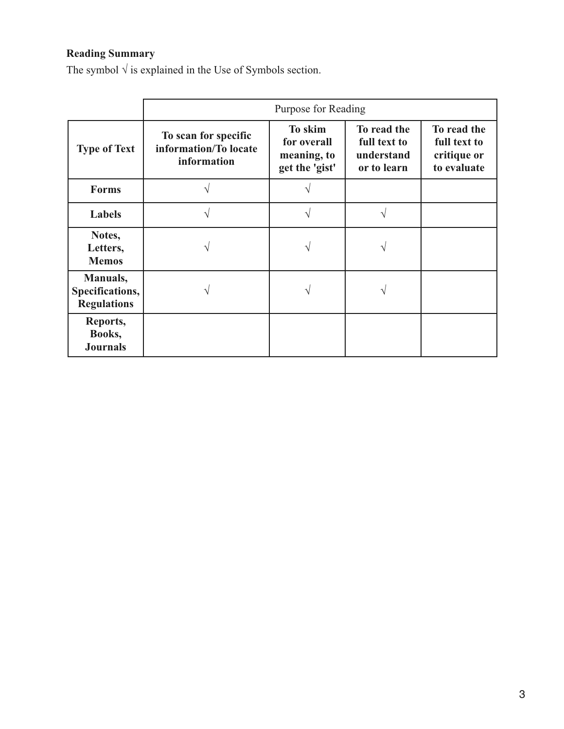**Reading Summary**

The symbol √ is explained in the Use of Symbols section.

| | Purpose for Reading | | | |
|---|---|---|---|---|
| **Type of Text** | **To scan for specific information/To locate information** | **To skim for overall meaning, to get the 'gist'** | **To read the full text to understand or to learn** | **To read the full text to critique or to evaluate** |
| **Forms** | √ | √ | | |
| **Labels** | √ | √ | √ | |
| **Notes, Letters, Memos** | √ | √ | √ | |
| **Manuals, Specifications, Regulations** | √ | √ | √ | |
| **Reports, Books, Journals** | | | | |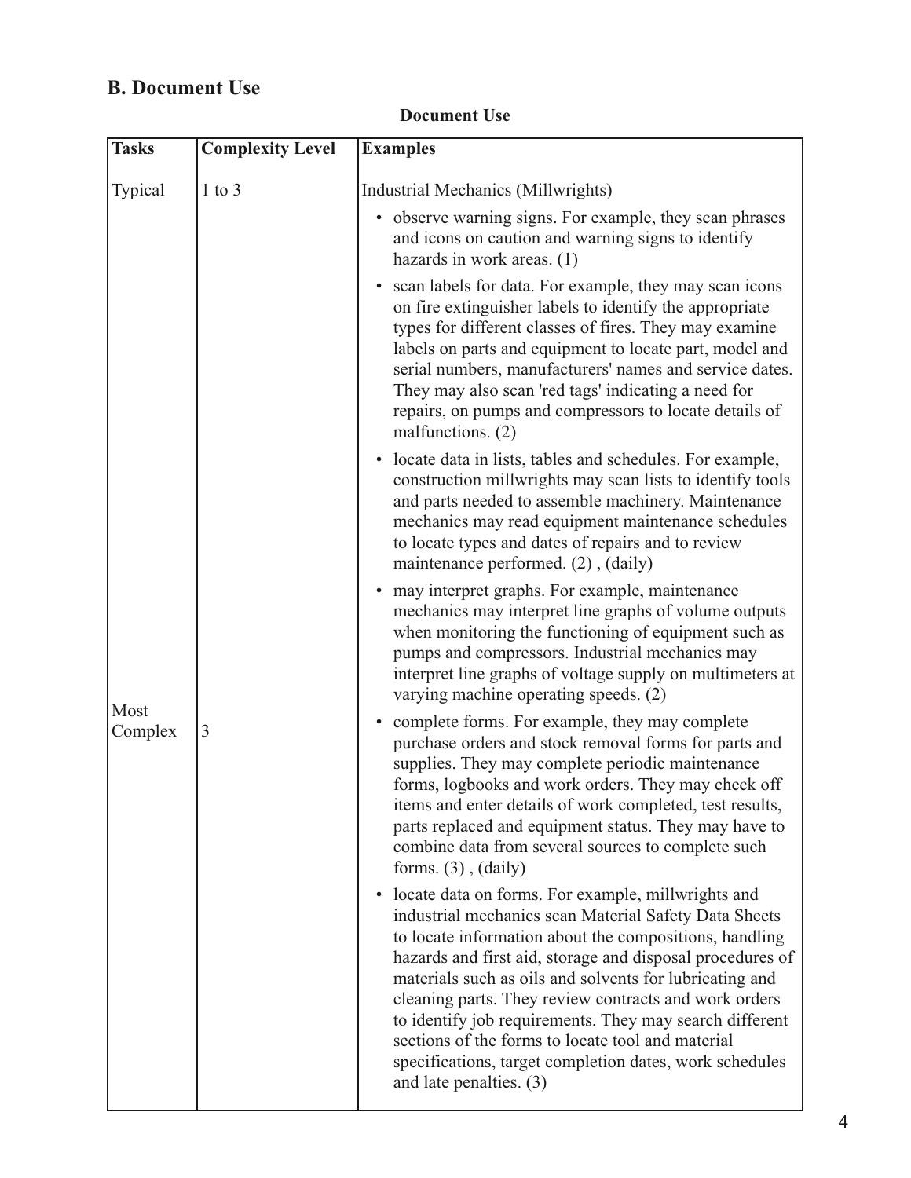## B. Document Use

**Document Use**

| Tasks | Complexity Level | Examples |
|---|---|---|
| Typical | 1 to 3 | Industrial Mechanics (Millwrights)<br>• observe warning signs. For example, they scan phrases and icons on caution and warning signs to identify hazards in work areas. (1)<br>• scan labels for data. For example, they may scan icons on fire extinguisher labels to identify the appropriate types for different classes of fires. They may examine labels on parts and equipment to locate part, model and serial numbers, manufacturers' names and service dates. They may also scan 'red tags' indicating a need for repairs, on pumps and compressors to locate details of malfunctions. (2)<br>• locate data in lists, tables and schedules. For example, construction millwrights may scan lists to identify tools and parts needed to assemble machinery. Maintenance mechanics may read equipment maintenance schedules to locate types and dates of repairs and to review maintenance performed. (2) , (daily)<br>• may interpret graphs. For example, maintenance mechanics may interpret line graphs of volume outputs when monitoring the functioning of equipment such as pumps and compressors. Industrial mechanics may interpret line graphs of voltage supply on multimeters at varying machine operating speeds. (2)<br>• complete forms. For example, they may complete purchase orders and stock removal forms for parts and supplies. They may complete periodic maintenance forms, logbooks and work orders. They may check off items and enter details of work completed, test results, parts replaced and equipment status. They may have to combine data from several sources to complete such forms. (3) , (daily)<br>• locate data on forms. For example, millwrights and industrial mechanics scan Material Safety Data Sheets to locate information about the compositions, handling hazards and first aid, storage and disposal procedures of materials such as oils and solvents for lubricating and cleaning parts. They review contracts and work orders to identify job requirements. They may search different sections of the forms to locate tool and material specifications, target completion dates, work schedules and late penalties. (3) |
| Most Complex | 3 | |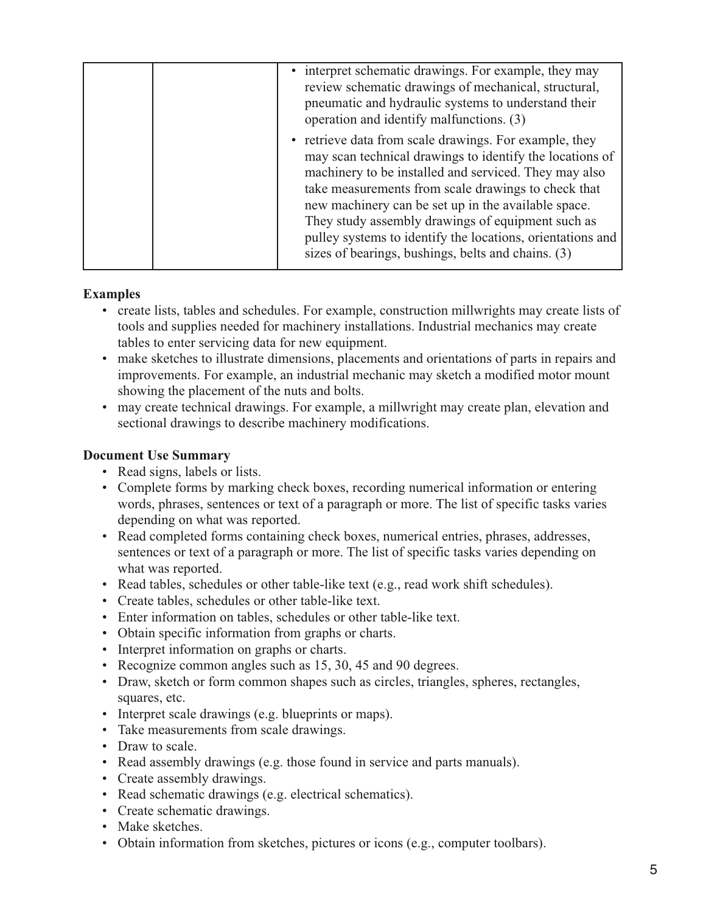| | | |
|---|---|---|
| | | • interpret schematic drawings. For example, they may review schematic drawings of mechanical, structural, pneumatic and hydraulic systems to understand their operation and identify malfunctions. (3) |
| | | • retrieve data from scale drawings. For example, they may scan technical drawings to identify the locations of machinery to be installed and serviced. They may also take measurements from scale drawings to check that new machinery can be set up in the available space. They study assembly drawings of equipment such as pulley systems to identify the locations, orientations and sizes of bearings, bushings, belts and chains. (3) |

**Examples**

- create lists, tables and schedules. For example, construction millwrights may create lists of tools and supplies needed for machinery installations. Industrial mechanics may create tables to enter servicing data for new equipment.
- make sketches to illustrate dimensions, placements and orientations of parts in repairs and improvements. For example, an industrial mechanic may sketch a modified motor mount showing the placement of the nuts and bolts.
- may create technical drawings. For example, a millwright may create plan, elevation and sectional drawings to describe machinery modifications.

**Document Use Summary**

- Read signs, labels or lists.
- Complete forms by marking check boxes, recording numerical information or entering words, phrases, sentences or text of a paragraph or more. The list of specific tasks varies depending on what was reported.
- Read completed forms containing check boxes, numerical entries, phrases, addresses, sentences or text of a paragraph or more. The list of specific tasks varies depending on what was reported.
- Read tables, schedules or other table-like text (e.g., read work shift schedules).
- Create tables, schedules or other table-like text.
- Enter information on tables, schedules or other table-like text.
- Obtain specific information from graphs or charts.
- Interpret information on graphs or charts.
- Recognize common angles such as 15, 30, 45 and 90 degrees.
- Draw, sketch or form common shapes such as circles, triangles, spheres, rectangles, squares, etc.
- Interpret scale drawings (e.g. blueprints or maps).
- Take measurements from scale drawings.
- Draw to scale.
- Read assembly drawings (e.g. those found in service and parts manuals).
- Create assembly drawings.
- Read schematic drawings (e.g. electrical schematics).
- Create schematic drawings.
- Make sketches.
- Obtain information from sketches, pictures or icons (e.g., computer toolbars).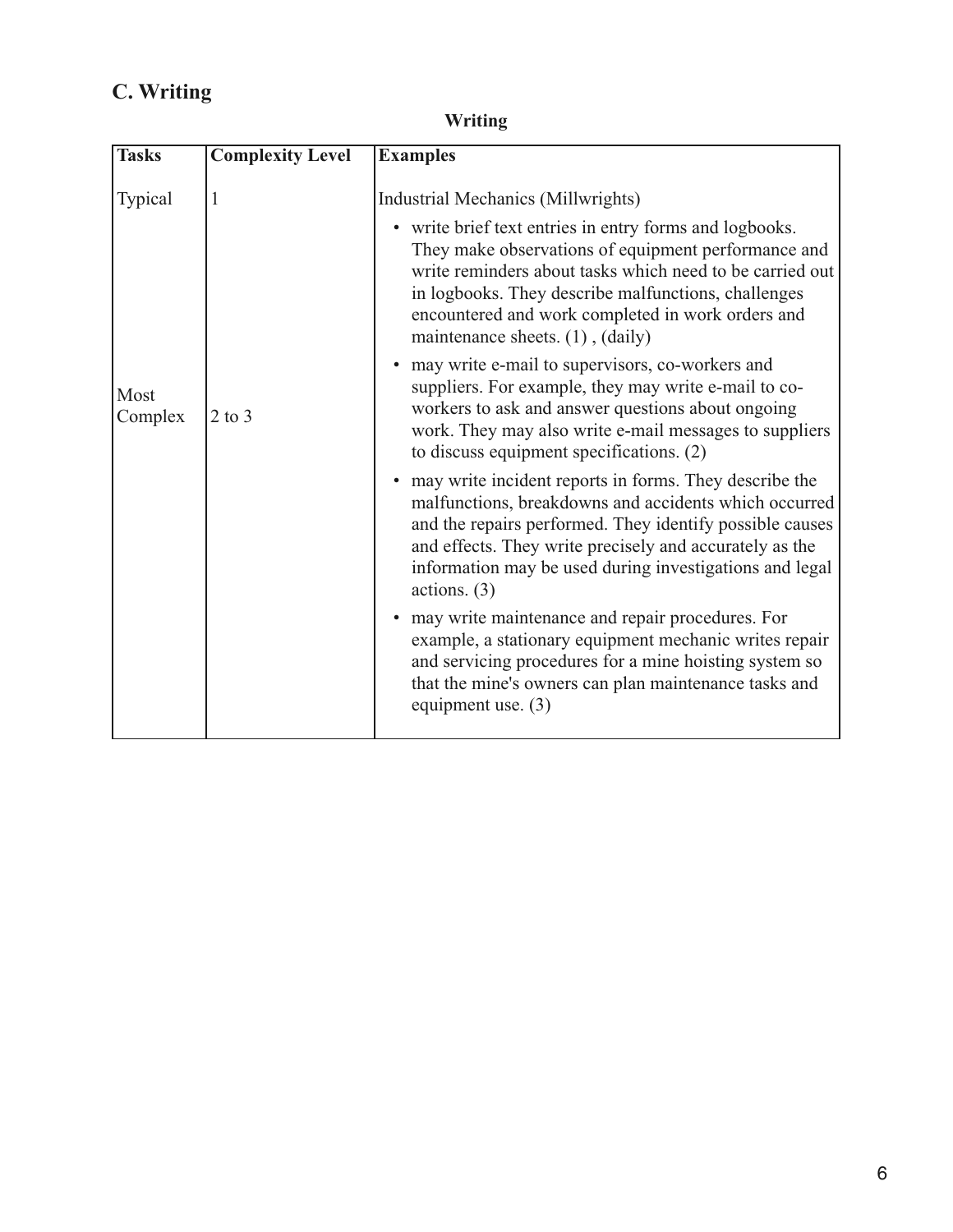## C. Writing

**Writing**

| Tasks | Complexity Level | Examples |
|---|---|---|
| Typical | 1 | Industrial Mechanics (Millwrights) |
| | | • write brief text entries in entry forms and logbooks. They make observations of equipment performance and write reminders about tasks which need to be carried out in logbooks. They describe malfunctions, challenges encountered and work completed in work orders and maintenance sheets. (1) , (daily) |
| Most Complex | 2 to 3 | • may write e-mail to supervisors, co-workers and suppliers. For example, they may write e-mail to co-workers to ask and answer questions about ongoing work. They may also write e-mail messages to suppliers to discuss equipment specifications. (2) |
| | | • may write incident reports in forms. They describe the malfunctions, breakdowns and accidents which occurred and the repairs performed. They identify possible causes and effects. They write precisely and accurately as the information may be used during investigations and legal actions. (3) |
| | | • may write maintenance and repair procedures. For example, a stationary equipment mechanic writes repair and servicing procedures for a mine hoisting system so that the mine's owners can plan maintenance tasks and equipment use. (3) |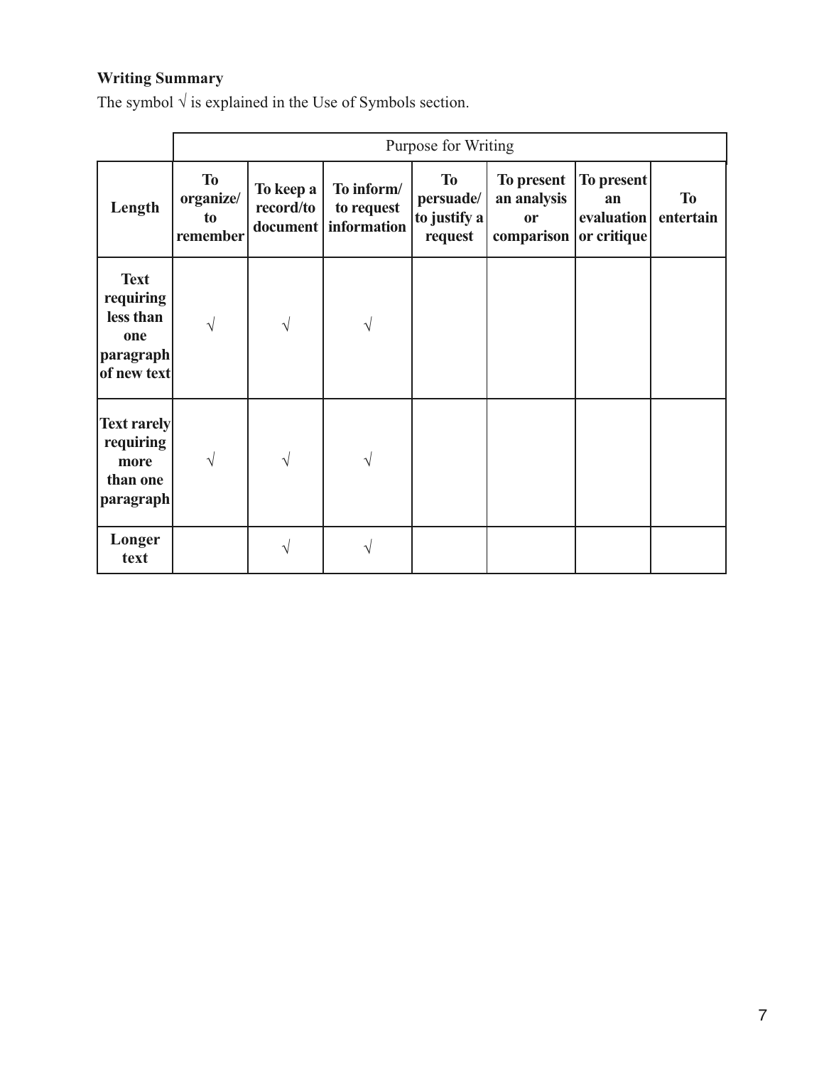**Writing Summary**

The symbol √ is explained in the Use of Symbols section.

| | Purpose for Writing | | | | | | |
|---|---|---|---|---|---|---|---|
| **Length** | **To organize/ to remember** | **To keep a record/to document** | **To inform/ to request information** | **To persuade/ to justify a request** | **To present an analysis or comparison** | **To present an evaluation or critique** | **To entertain** |
| **Text requiring less than one paragraph of new text** | √ | √ | √ | | | | |
| **Text rarely requiring more than one paragraph** | √ | √ | √ | | | | |
| **Longer text** | | √ | √ | | | | |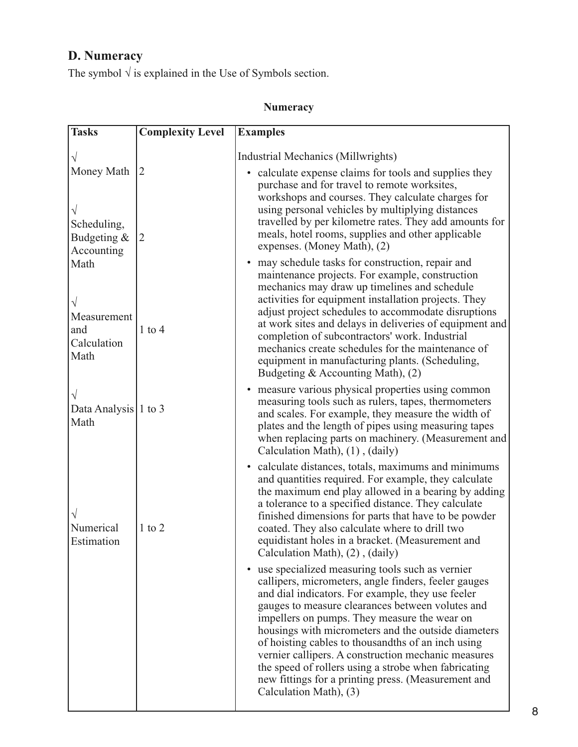## D. Numeracy

The symbol √ is explained in the Use of Symbols section.

**Numeracy**

| Tasks | Complexity Level | Examples |
|---|---|---|
| √ Money Math | 2 | Industrial Mechanics (Millwrights) |
| √ Scheduling, Budgeting & Accounting Math | 2 | • calculate expense claims for tools and supplies they purchase and for travel to remote worksites, workshops and courses. They calculate charges for using personal vehicles by multiplying distances travelled by per kilometre rates. They add amounts for meals, hotel rooms, supplies and other applicable expenses. (Money Math), (2) |
| √ Measurement and Calculation Math | 1 to 4 | • may schedule tasks for construction, repair and maintenance projects. For example, construction mechanics may draw up timelines and schedule activities for equipment installation projects. They adjust project schedules to accommodate disruptions at work sites and delays in deliveries of equipment and completion of subcontractors' work. Industrial mechanics create schedules for the maintenance of equipment in manufacturing plants. (Scheduling, Budgeting & Accounting Math), (2) |
| √ Data Analysis Math | 1 to 3 | • measure various physical properties using common measuring tools such as rulers, tapes, thermometers and scales. For example, they measure the width of plates and the length of pipes using measuring tapes when replacing parts on machinery. (Measurement and Calculation Math), (1) , (daily) |
| √ Numerical Estimation | 1 to 2 | • calculate distances, totals, maximums and minimums and quantities required. For example, they calculate the maximum end play allowed in a bearing by adding a tolerance to a specified distance. They calculate finished dimensions for parts that have to be powder coated. They also calculate where to drill two equidistant holes in a bracket. (Measurement and Calculation Math), (2) , (daily) |
| | | • use specialized measuring tools such as vernier callipers, micrometers, angle finders, feeler gauges and dial indicators. For example, they use feeler gauges to measure clearances between volutes and impellers on pumps. They measure the wear on housings with micrometers and the outside diameters of hoisting cables to thousandths of an inch using vernier callipers. A construction mechanic measures the speed of rollers using a strobe when fabricating new fittings for a printing press. (Measurement and Calculation Math), (3) |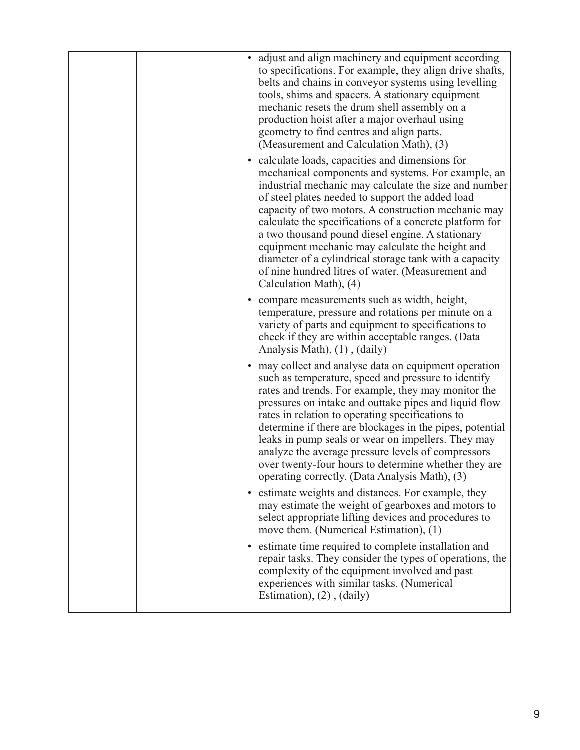| | | |
|---|---|---|
| | | • adjust and align machinery and equipment according to specifications. For example, they align drive shafts, belts and chains in conveyor systems using levelling tools, shims and spacers. A stationary equipment mechanic resets the drum shell assembly on a production hoist after a major overhaul using geometry to find centres and align parts. (Measurement and Calculation Math), (3)<br><br>• calculate loads, capacities and dimensions for mechanical components and systems. For example, an industrial mechanic may calculate the size and number of steel plates needed to support the added load capacity of two motors. A construction mechanic may calculate the specifications of a concrete platform for a two thousand pound diesel engine. A stationary equipment mechanic may calculate the height and diameter of a cylindrical storage tank with a capacity of nine hundred litres of water. (Measurement and Calculation Math), (4)<br><br>• compare measurements such as width, height, temperature, pressure and rotations per minute on a variety of parts and equipment to specifications to check if they are within acceptable ranges. (Data Analysis Math), (1) , (daily)<br><br>• may collect and analyse data on equipment operation such as temperature, speed and pressure to identify rates and trends. For example, they may monitor the pressures on intake and outtake pipes and liquid flow rates in relation to operating specifications to determine if there are blockages in the pipes, potential leaks in pump seals or wear on impellers. They may analyze the average pressure levels of compressors over twenty-four hours to determine whether they are operating correctly. (Data Analysis Math), (3)<br><br>• estimate weights and distances. For example, they may estimate the weight of gearboxes and motors to select appropriate lifting devices and procedures to move them. (Numerical Estimation), (1)<br><br>• estimate time required to complete installation and repair tasks. They consider the types of operations, the complexity of the equipment involved and past experiences with similar tasks. (Numerical Estimation), (2) , (daily) |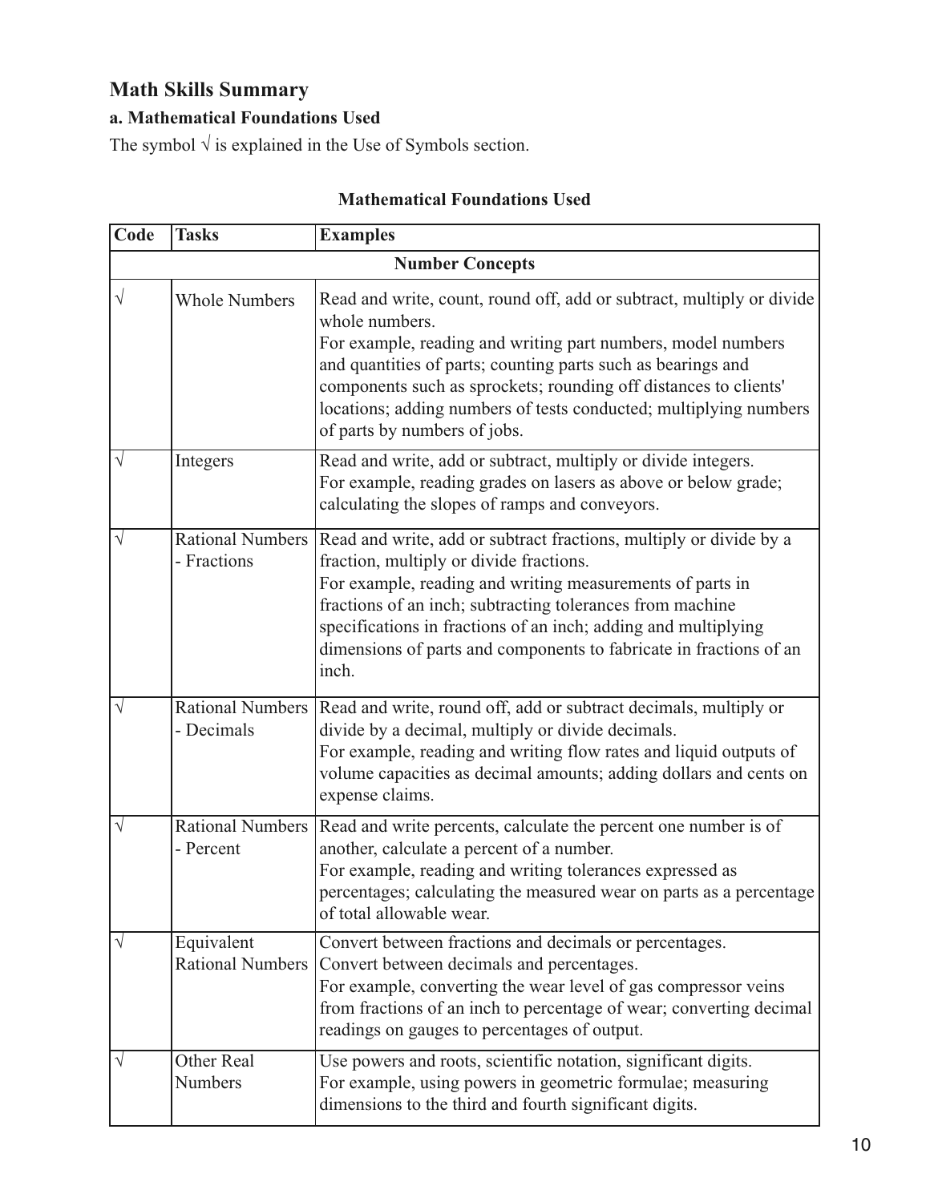## Math Skills Summary

### a. Mathematical Foundations Used

The symbol √ is explained in the Use of Symbols section.

**Mathematical Foundations Used**

| Code | Tasks | Examples |
|---|---|---|
| | | **Number Concepts** |
| √ | Whole Numbers | Read and write, count, round off, add or subtract, multiply or divide whole numbers.<br>For example, reading and writing part numbers, model numbers and quantities of parts; counting parts such as bearings and components such as sprockets; rounding off distances to clients' locations; adding numbers of tests conducted; multiplying numbers of parts by numbers of jobs. |
| √ | Integers | Read and write, add or subtract, multiply or divide integers.<br>For example, reading grades on lasers as above or below grade; calculating the slopes of ramps and conveyors. |
| √ | Rational Numbers - Fractions | Read and write, add or subtract fractions, multiply or divide by a fraction, multiply or divide fractions.<br>For example, reading and writing measurements of parts in fractions of an inch; subtracting tolerances from machine specifications in fractions of an inch; adding and multiplying dimensions of parts and components to fabricate in fractions of an inch. |
| √ | Rational Numbers - Decimals | Read and write, round off, add or subtract decimals, multiply or divide by a decimal, multiply or divide decimals.<br>For example, reading and writing flow rates and liquid outputs of volume capacities as decimal amounts; adding dollars and cents on expense claims. |
| √ | Rational Numbers - Percent | Read and write percents, calculate the percent one number is of another, calculate a percent of a number.<br>For example, reading and writing tolerances expressed as percentages; calculating the measured wear on parts as a percentage of total allowable wear. |
| √ | Equivalent Rational Numbers | Convert between fractions and decimals or percentages.<br>Convert between decimals and percentages.<br>For example, converting the wear level of gas compressor veins from fractions of an inch to percentage of wear; converting decimal readings on gauges to percentages of output. |
| √ | Other Real Numbers | Use powers and roots, scientific notation, significant digits.<br>For example, using powers in geometric formulae; measuring dimensions to the third and fourth significant digits. |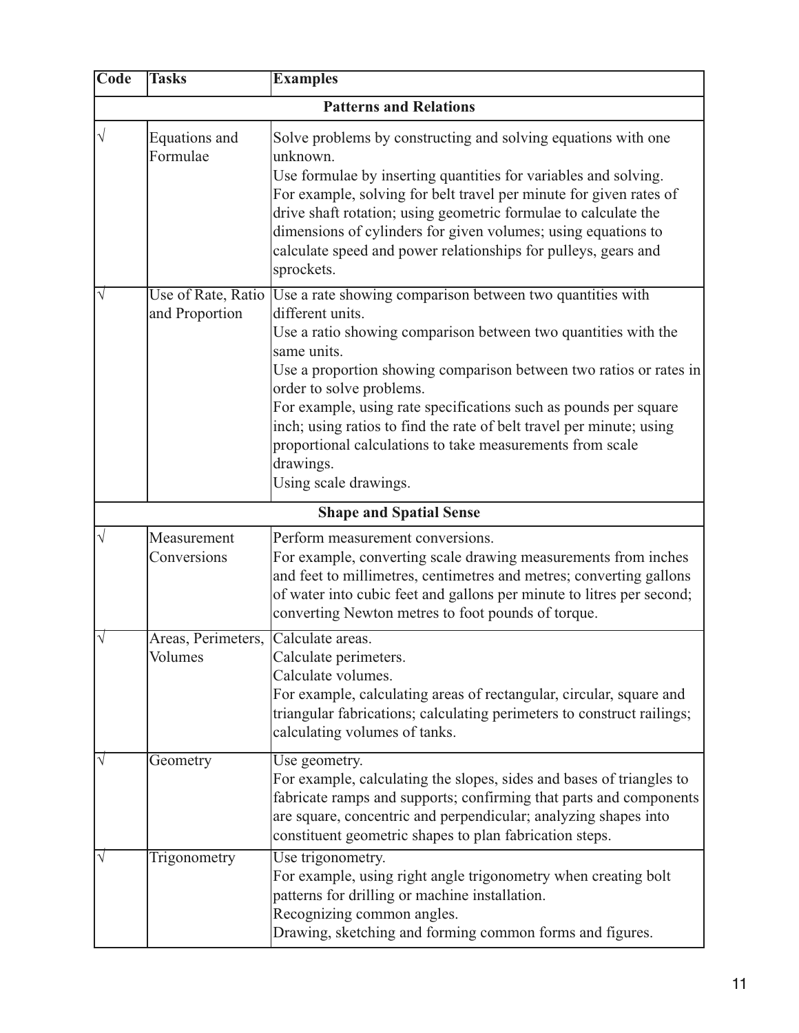| Code | Tasks | Examples |
|---|---|---|
| | | **Patterns and Relations** |
| √ | Equations and Formulae | Solve problems by constructing and solving equations with one unknown.<br>Use formulae by inserting quantities for variables and solving.<br>For example, solving for belt travel per minute for given rates of drive shaft rotation; using geometric formulae to calculate the dimensions of cylinders for given volumes; using equations to calculate speed and power relationships for pulleys, gears and sprockets. |
| √ | Use of Rate, Ratio and Proportion | Use a rate showing comparison between two quantities with different units.<br>Use a ratio showing comparison between two quantities with the same units.<br>Use a proportion showing comparison between two ratios or rates in order to solve problems.<br>For example, using rate specifications such as pounds per square inch; using ratios to find the rate of belt travel per minute; using proportional calculations to take measurements from scale drawings.<br>Using scale drawings. |
| | | **Shape and Spatial Sense** |
| √ | Measurement Conversions | Perform measurement conversions.<br>For example, converting scale drawing measurements from inches and feet to millimetres, centimetres and metres; converting gallons of water into cubic feet and gallons per minute to litres per second; converting Newton metres to foot pounds of torque. |
| √ | Areas, Perimeters, Volumes | Calculate areas.<br>Calculate perimeters.<br>Calculate volumes.<br>For example, calculating areas of rectangular, circular, square and triangular fabrications; calculating perimeters to construct railings; calculating volumes of tanks. |
| √ | Geometry | Use geometry.<br>For example, calculating the slopes, sides and bases of triangles to fabricate ramps and supports; confirming that parts and components are square, concentric and perpendicular; analyzing shapes into constituent geometric shapes to plan fabrication steps. |
| √ | Trigonometry | Use trigonometry.<br>For example, using right angle trigonometry when creating bolt patterns for drilling or machine installation.<br>Recognizing common angles.<br>Drawing, sketching and forming common forms and figures. |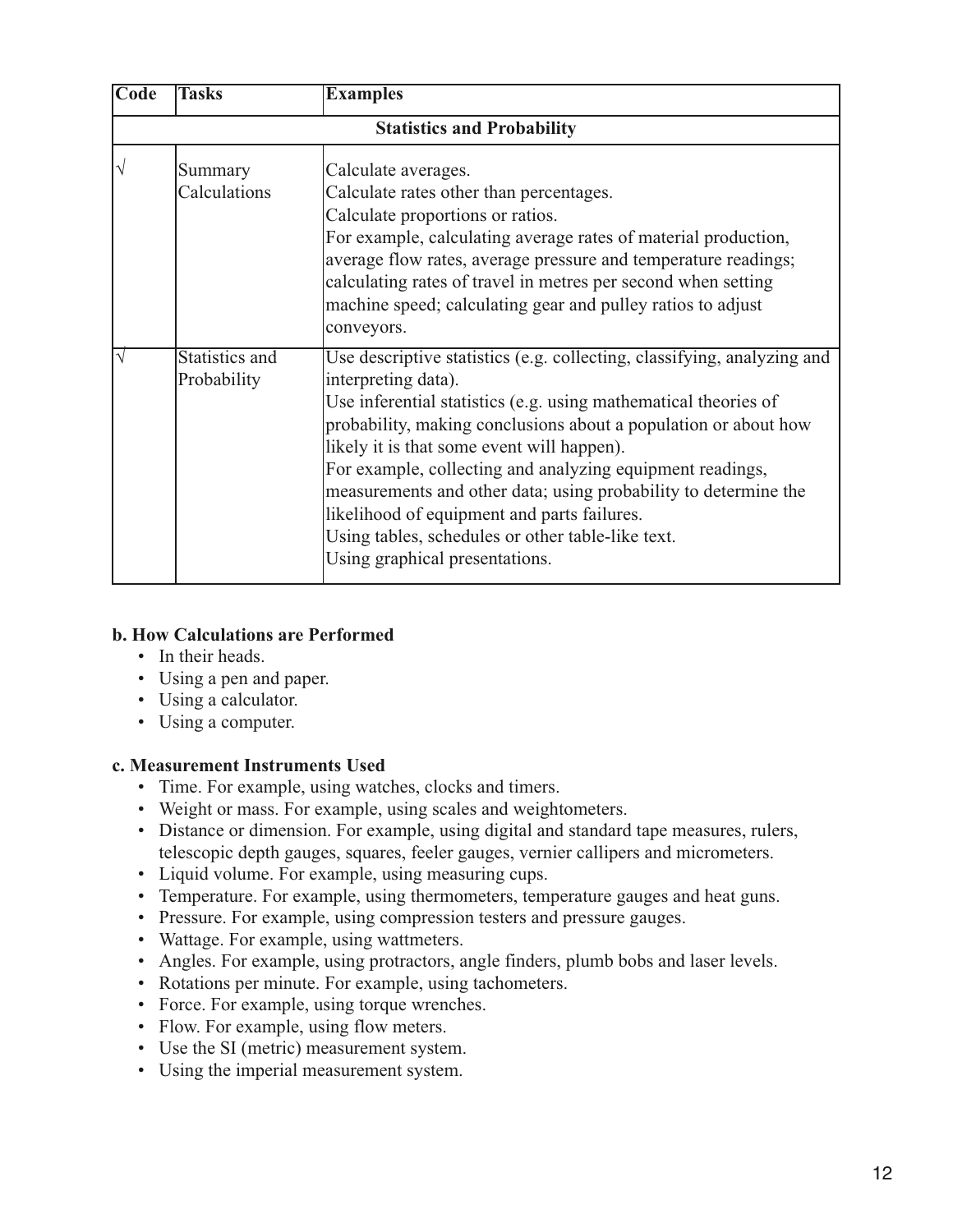| Code | Tasks | Examples |
| --- | --- | --- |
| **Statistics and Probability** | | |
| √ | Summary Calculations | Calculate averages.<br>Calculate rates other than percentages.<br>Calculate proportions or ratios.<br>For example, calculating average rates of material production, average flow rates, average pressure and temperature readings; calculating rates of travel in metres per second when setting machine speed; calculating gear and pulley ratios to adjust conveyors. |
| √ | Statistics and Probability | Use descriptive statistics (e.g. collecting, classifying, analyzing and interpreting data).<br>Use inferential statistics (e.g. using mathematical theories of probability, making conclusions about a population or about how likely it is that some event will happen).<br>For example, collecting and analyzing equipment readings, measurements and other data; using probability to determine the likelihood of equipment and parts failures.<br>Using tables, schedules or other table-like text.<br>Using graphical presentations. |

**b. How Calculations are Performed**

- In their heads.
- Using a pen and paper.
- Using a calculator.
- Using a computer.

**c. Measurement Instruments Used**

- Time. For example, using watches, clocks and timers.
- Weight or mass. For example, using scales and weightometers.
- Distance or dimension. For example, using digital and standard tape measures, rulers, telescopic depth gauges, squares, feeler gauges, vernier callipers and micrometers.
- Liquid volume. For example, using measuring cups.
- Temperature. For example, using thermometers, temperature gauges and heat guns.
- Pressure. For example, using compression testers and pressure gauges.
- Wattage. For example, using wattmeters.
- Angles. For example, using protractors, angle finders, plumb bobs and laser levels.
- Rotations per minute. For example, using tachometers.
- Force. For example, using torque wrenches.
- Flow. For example, using flow meters.
- Use the SI (metric) measurement system.
- Using the imperial measurement system.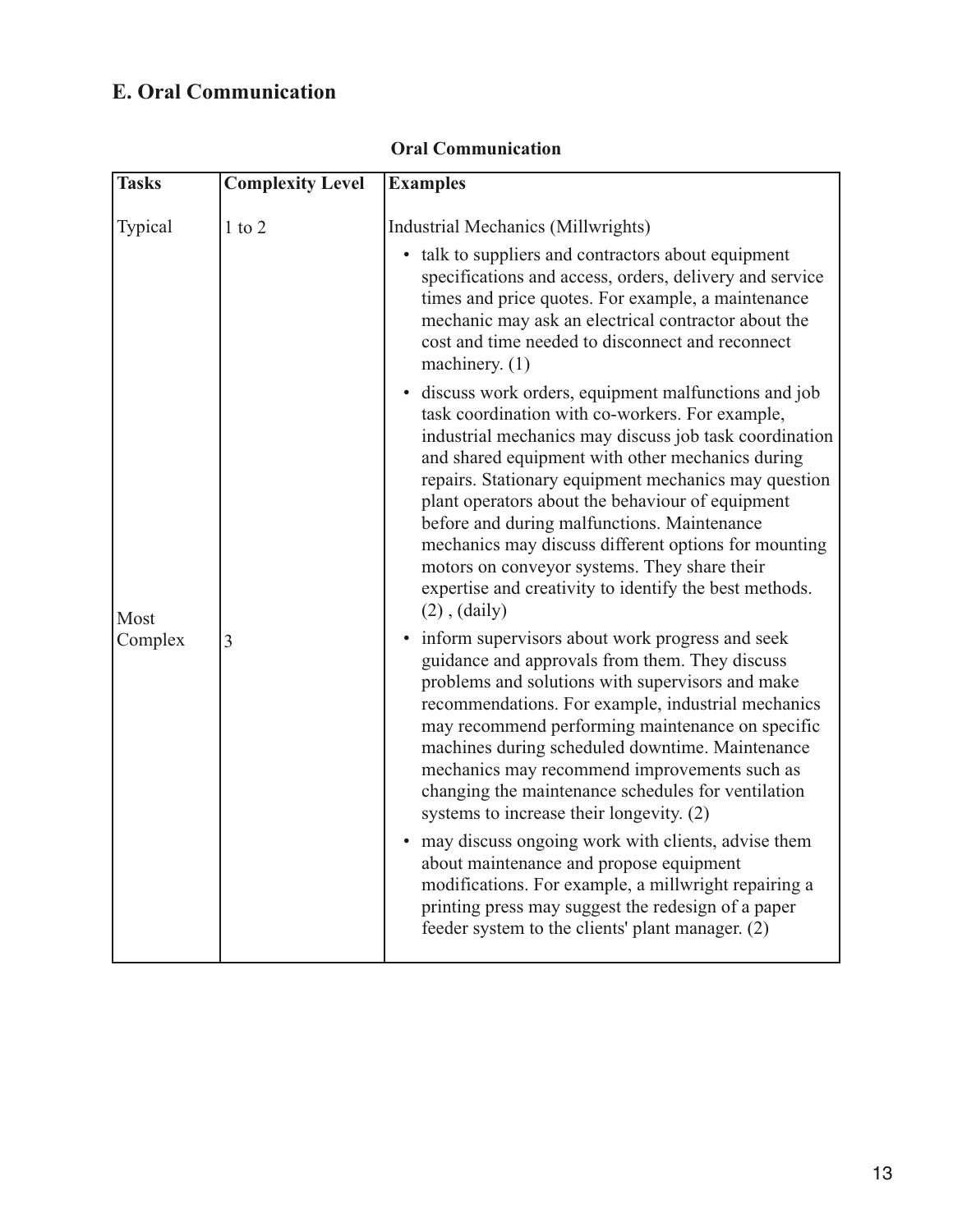## E. Oral Communication

**Oral Communication**

| Tasks | Complexity Level | Examples |
|---|---|---|
| Typical<br><br>Most Complex | 1 to 2<br><br>3 | Industrial Mechanics (Millwrights)<br>• talk to suppliers and contractors about equipment specifications and access, orders, delivery and service times and price quotes. For example, a maintenance mechanic may ask an electrical contractor about the cost and time needed to disconnect and reconnect machinery. (1)<br>• discuss work orders, equipment malfunctions and job task coordination with co-workers. For example, industrial mechanics may discuss job task coordination and shared equipment with other mechanics during repairs. Stationary equipment mechanics may question plant operators about the behaviour of equipment before and during malfunctions. Maintenance mechanics may discuss different options for mounting motors on conveyor systems. They share their expertise and creativity to identify the best methods. (2) , (daily)<br>• inform supervisors about work progress and seek guidance and approvals from them. They discuss problems and solutions with supervisors and make recommendations. For example, industrial mechanics may recommend performing maintenance on specific machines during scheduled downtime. Maintenance mechanics may recommend improvements such as changing the maintenance schedules for ventilation systems to increase their longevity. (2)<br>• may discuss ongoing work with clients, advise them about maintenance and propose equipment modifications. For example, a millwright repairing a printing press may suggest the redesign of a paper feeder system to the clients' plant manager. (2) |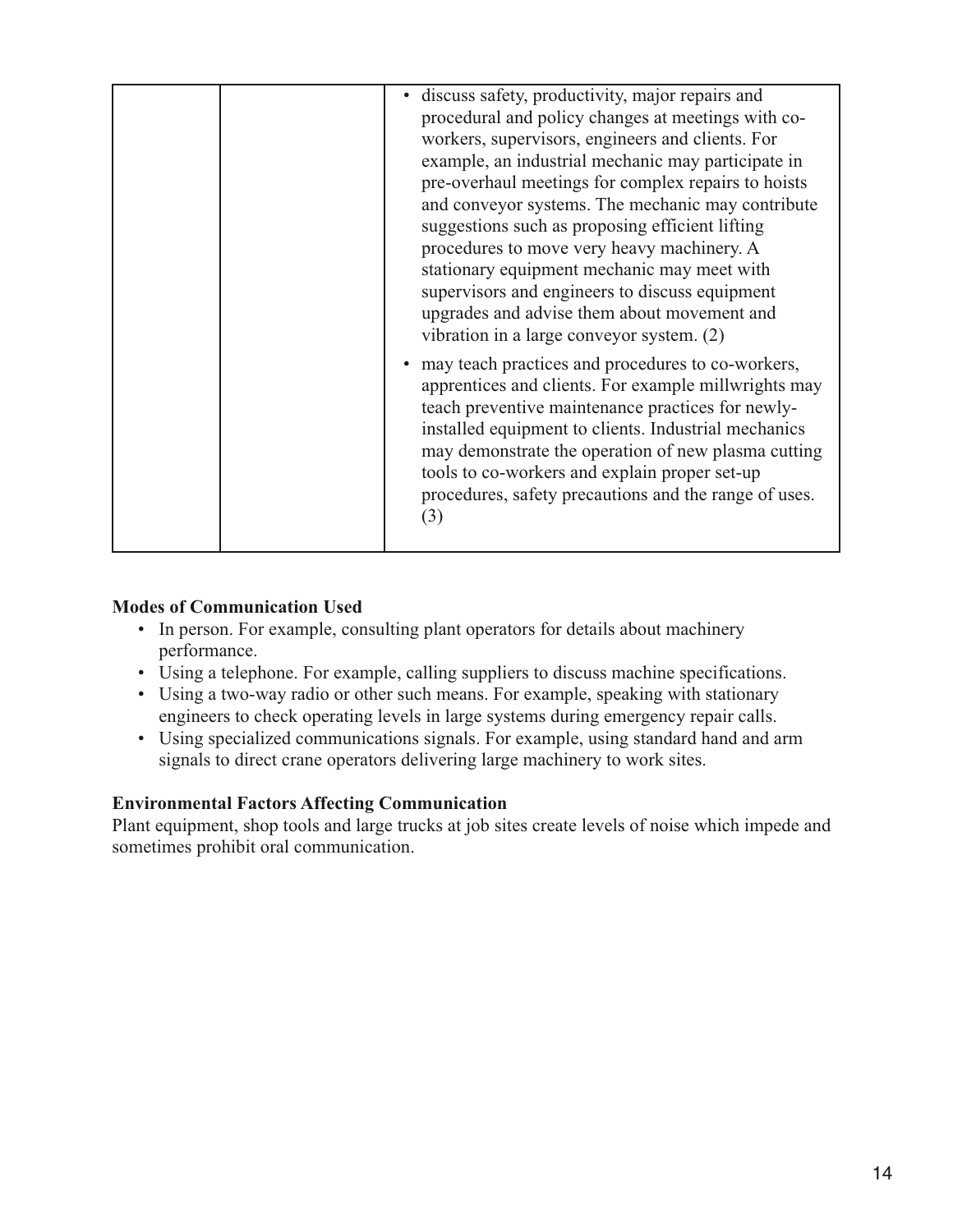| | | |
|---|---|---|
| | | • discuss safety, productivity, major repairs and procedural and policy changes at meetings with co-workers, supervisors, engineers and clients. For example, an industrial mechanic may participate in pre-overhaul meetings for complex repairs to hoists and conveyor systems. The mechanic may contribute suggestions such as proposing efficient lifting procedures to move very heavy machinery. A stationary equipment mechanic may meet with supervisors and engineers to discuss equipment upgrades and advise them about movement and vibration in a large conveyor system. (2) <br><br> • may teach practices and procedures to co-workers, apprentices and clients. For example millwrights may teach preventive maintenance practices for newly-installed equipment to clients. Industrial mechanics may demonstrate the operation of new plasma cutting tools to co-workers and explain proper set-up procedures, safety precautions and the range of uses. (3) |

**Modes of Communication Used**

- In person. For example, consulting plant operators for details about machinery performance.
- Using a telephone. For example, calling suppliers to discuss machine specifications.
- Using a two-way radio or other such means. For example, speaking with stationary engineers to check operating levels in large systems during emergency repair calls.
- Using specialized communications signals. For example, using standard hand and arm signals to direct crane operators delivering large machinery to work sites.

**Environmental Factors Affecting Communication**

Plant equipment, shop tools and large trucks at job sites create levels of noise which impede and sometimes prohibit oral communication.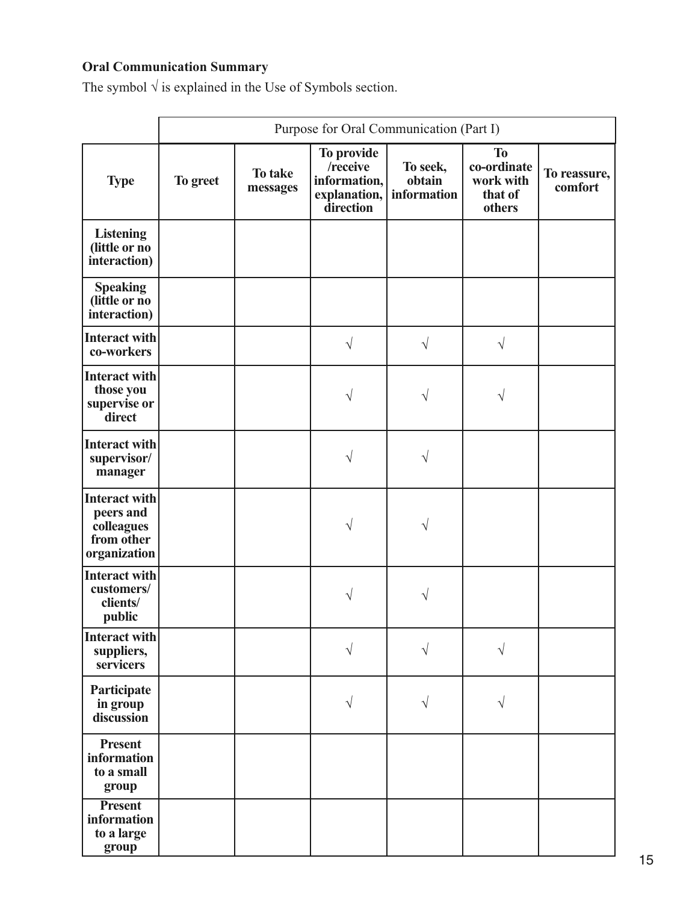**Oral Communication Summary**

The symbol √ is explained in the Use of Symbols section.

| | Purpose for Oral Communication (Part I) | | | | | |
|---|---|---|---|---|---|---|
| **Type** | **To greet** | **To take messages** | **To provide /receive information, explanation, direction** | **To seek, obtain information** | **To co-ordinate work with that of others** | **To reassure, comfort** |
| **Listening (little or no interaction)** | | | | | | |
| **Speaking (little or no interaction)** | | | | | | |
| **Interact with co-workers** | | | √ | √ | √ | |
| **Interact with those you supervise or direct** | | | √ | √ | √ | |
| **Interact with supervisor/ manager** | | | √ | √ | | |
| **Interact with peers and colleagues from other organization** | | | √ | √ | | |
| **Interact with customers/ clients/ public** | | | √ | √ | | |
| **Interact with suppliers, servicers** | | | √ | √ | √ | |
| **Participate in group discussion** | | | √ | √ | √ | |
| **Present information to a small group** | | | | | | |
| **Present information to a large group** | | | | | | |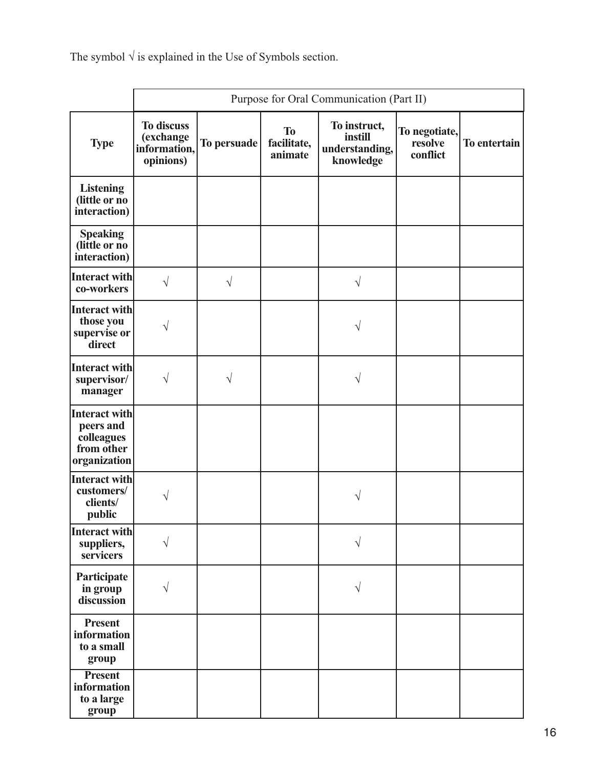The symbol √ is explained in the Use of Symbols section.

| | Purpose for Oral Communication (Part II) | | | | | |
|---|---|---|---|---|---|---|
| **Type** | **To discuss (exchange information, opinions)** | **To persuade** | **To facilitate, animate** | **To instruct, instill understanding, knowledge** | **To negotiate, resolve conflict** | **To entertain** |
| **Listening (little or no interaction)** | | | | | | |
| **Speaking (little or no interaction)** | | | | | | |
| **Interact with co-workers** | √ | √ | | √ | | |
| **Interact with those you supervise or direct** | √ | | | √ | | |
| **Interact with supervisor/ manager** | √ | √ | | √ | | |
| **Interact with peers and colleagues from other organization** | | | | | | |
| **Interact with customers/ clients/ public** | √ | | | √ | | |
| **Interact with suppliers, servicers** | √ | | | √ | | |
| **Participate in group discussion** | √ | | | √ | | |
| **Present information to a small group** | | | | | | |
| **Present information to a large group** | | | | | | |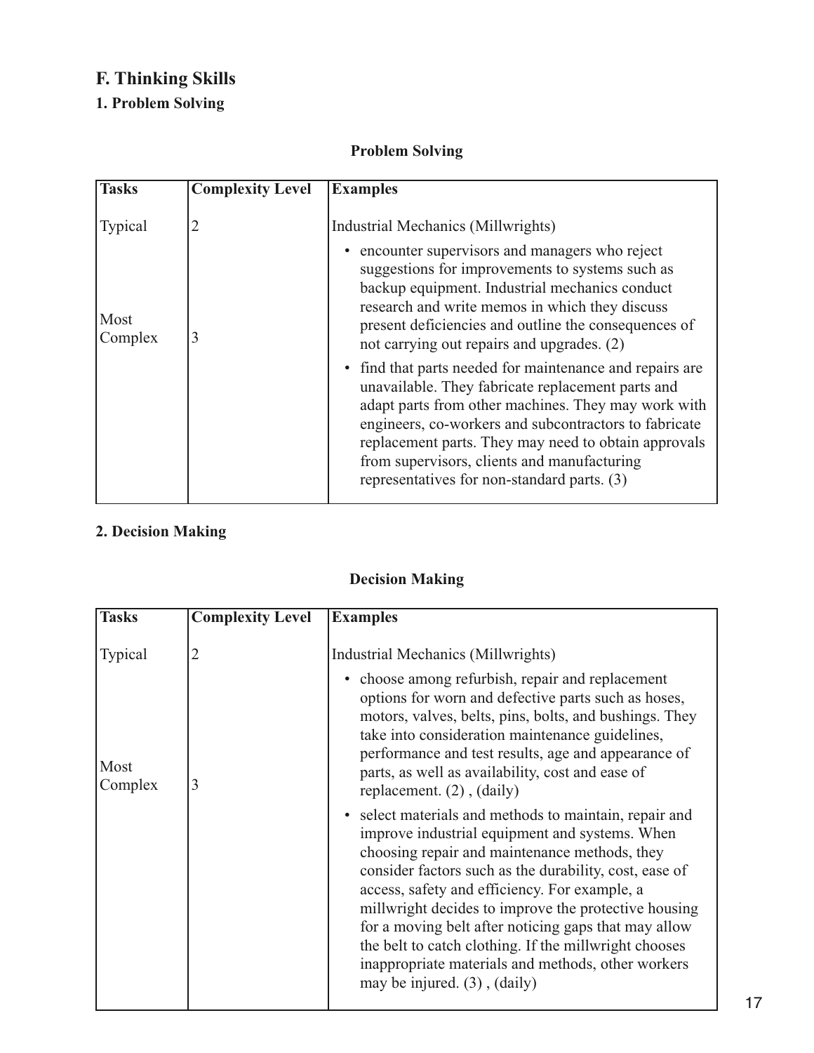## F. Thinking Skills

### 1. Problem Solving

**Problem Solving**

| Tasks | Complexity Level | Examples |
|---|---|---|
| Typical | 2 | Industrial Mechanics (Millwrights) |
| Most Complex | 3 | • encounter supervisors and managers who reject suggestions for improvements to systems such as backup equipment. Industrial mechanics conduct research and write memos in which they discuss present deficiencies and outline the consequences of not carrying out repairs and upgrades. (2)<br>• find that parts needed for maintenance and repairs are unavailable. They fabricate replacement parts and adapt parts from other machines. They may work with engineers, co-workers and subcontractors to fabricate replacement parts. They may need to obtain approvals from supervisors, clients and manufacturing representatives for non-standard parts. (3) |

### 2. Decision Making

**Decision Making**

| Tasks | Complexity Level | Examples |
|---|---|---|
| Typical | 2 | Industrial Mechanics (Millwrights) |
| Most Complex | 3 | • choose among refurbish, repair and replacement options for worn and defective parts such as hoses, motors, valves, belts, pins, bolts, and bushings. They take into consideration maintenance guidelines, performance and test results, age and appearance of parts, as well as availability, cost and ease of replacement. (2) , (daily)<br>• select materials and methods to maintain, repair and improve industrial equipment and systems. When choosing repair and maintenance methods, they consider factors such as the durability, cost, ease of access, safety and efficiency. For example, a millwright decides to improve the protective housing for a moving belt after noticing gaps that may allow the belt to catch clothing. If the millwright chooses inappropriate materials and methods, other workers may be injured. (3) , (daily) |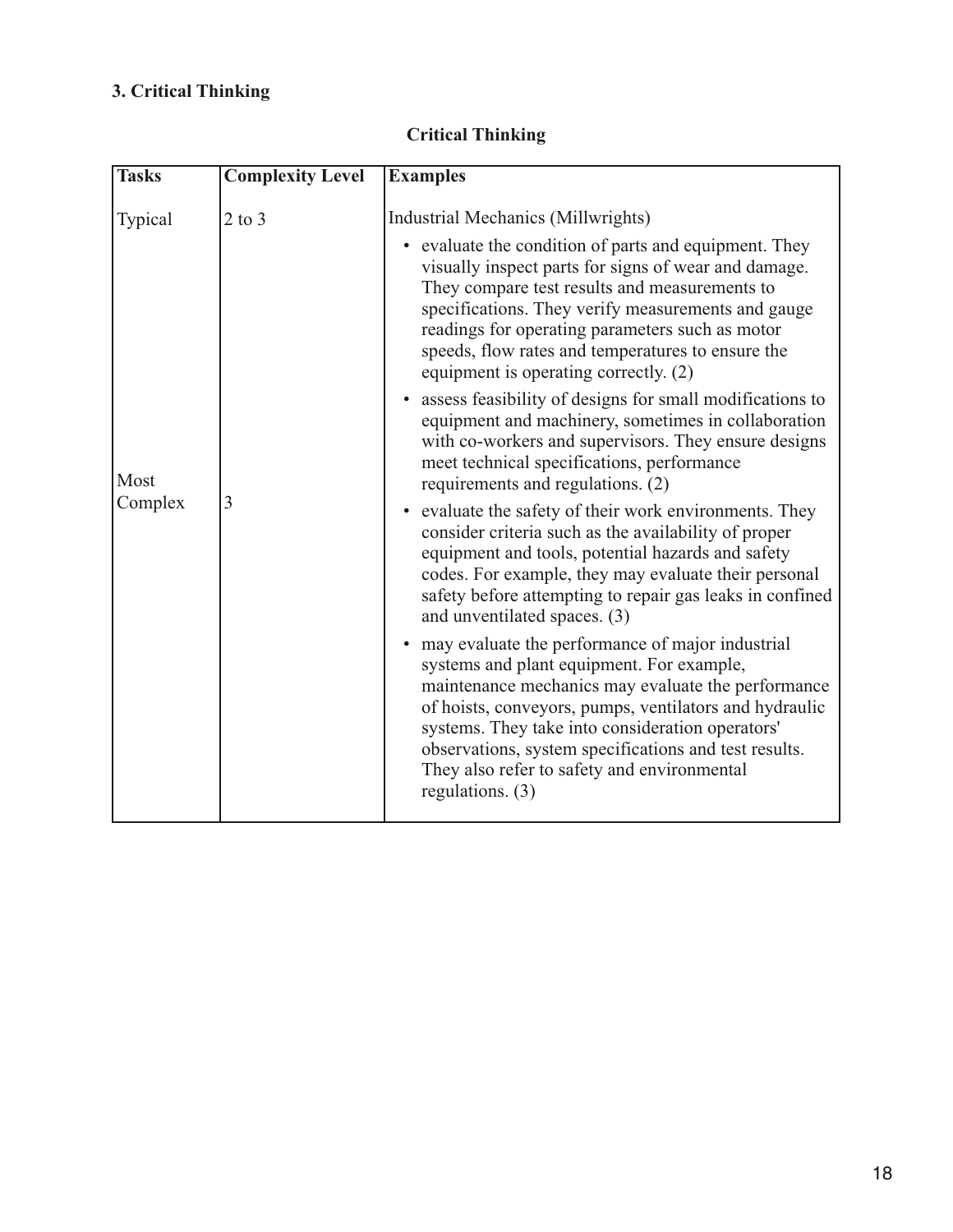### 3. Critical Thinking

**Critical Thinking**

| Tasks | Complexity Level | Examples |
|---|---|---|
| Typical<br><br>Most Complex | 2 to 3<br><br>3 | Industrial Mechanics (Millwrights)<br>• evaluate the condition of parts and equipment. They visually inspect parts for signs of wear and damage. They compare test results and measurements to specifications. They verify measurements and gauge readings for operating parameters such as motor speeds, flow rates and temperatures to ensure the equipment is operating correctly. (2)<br>• assess feasibility of designs for small modifications to equipment and machinery, sometimes in collaboration with co-workers and supervisors. They ensure designs meet technical specifications, performance requirements and regulations. (2)<br>• evaluate the safety of their work environments. They consider criteria such as the availability of proper equipment and tools, potential hazards and safety codes. For example, they may evaluate their personal safety before attempting to repair gas leaks in confined and unventilated spaces. (3)<br>• may evaluate the performance of major industrial systems and plant equipment. For example, maintenance mechanics may evaluate the performance of hoists, conveyors, pumps, ventilators and hydraulic systems. They take into consideration operators' observations, system specifications and test results. They also refer to safety and environmental regulations. (3) |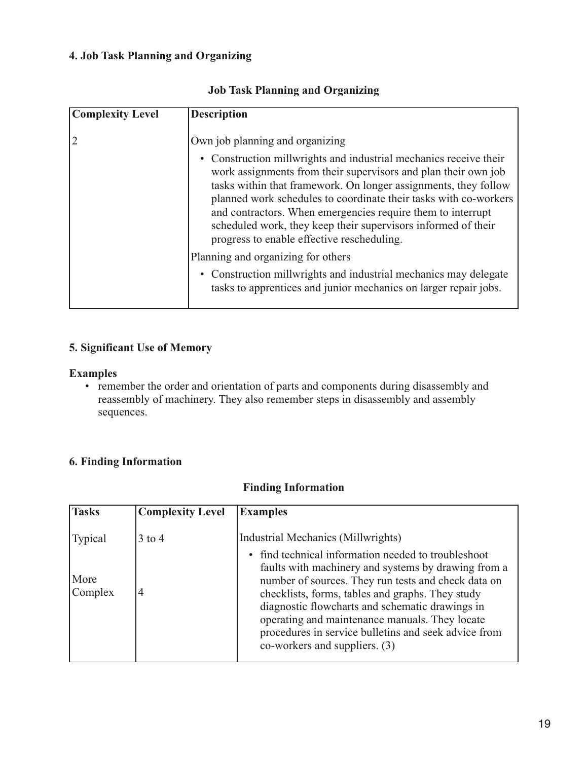### 4. Job Task Planning and Organizing

**Job Task Planning and Organizing**

| Complexity Level | Description |
|---|---|
| 2 | Own job planning and organizing<br>• Construction millwrights and industrial mechanics receive their work assignments from their supervisors and plan their own job tasks within that framework. On longer assignments, they follow planned work schedules to coordinate their tasks with co-workers and contractors. When emergencies require them to interrupt scheduled work, they keep their supervisors informed of their progress to enable effective rescheduling.<br>Planning and organizing for others<br>• Construction millwrights and industrial mechanics may delegate tasks to apprentices and junior mechanics on larger repair jobs. |

### 5. Significant Use of Memory

**Examples**

- remember the order and orientation of parts and components during disassembly and reassembly of machinery. They also remember steps in disassembly and assembly sequences.

### 6. Finding Information

**Finding Information**

| Tasks | Complexity Level | Examples |
|---|---|---|
| Typical<br><br>More Complex | 3 to 4<br><br>4 | Industrial Mechanics (Millwrights)<br>• find technical information needed to troubleshoot faults with machinery and systems by drawing from a number of sources. They run tests and check data on checklists, forms, tables and graphs. They study diagnostic flowcharts and schematic drawings in operating and maintenance manuals. They locate procedures in service bulletins and seek advice from co-workers and suppliers. (3) |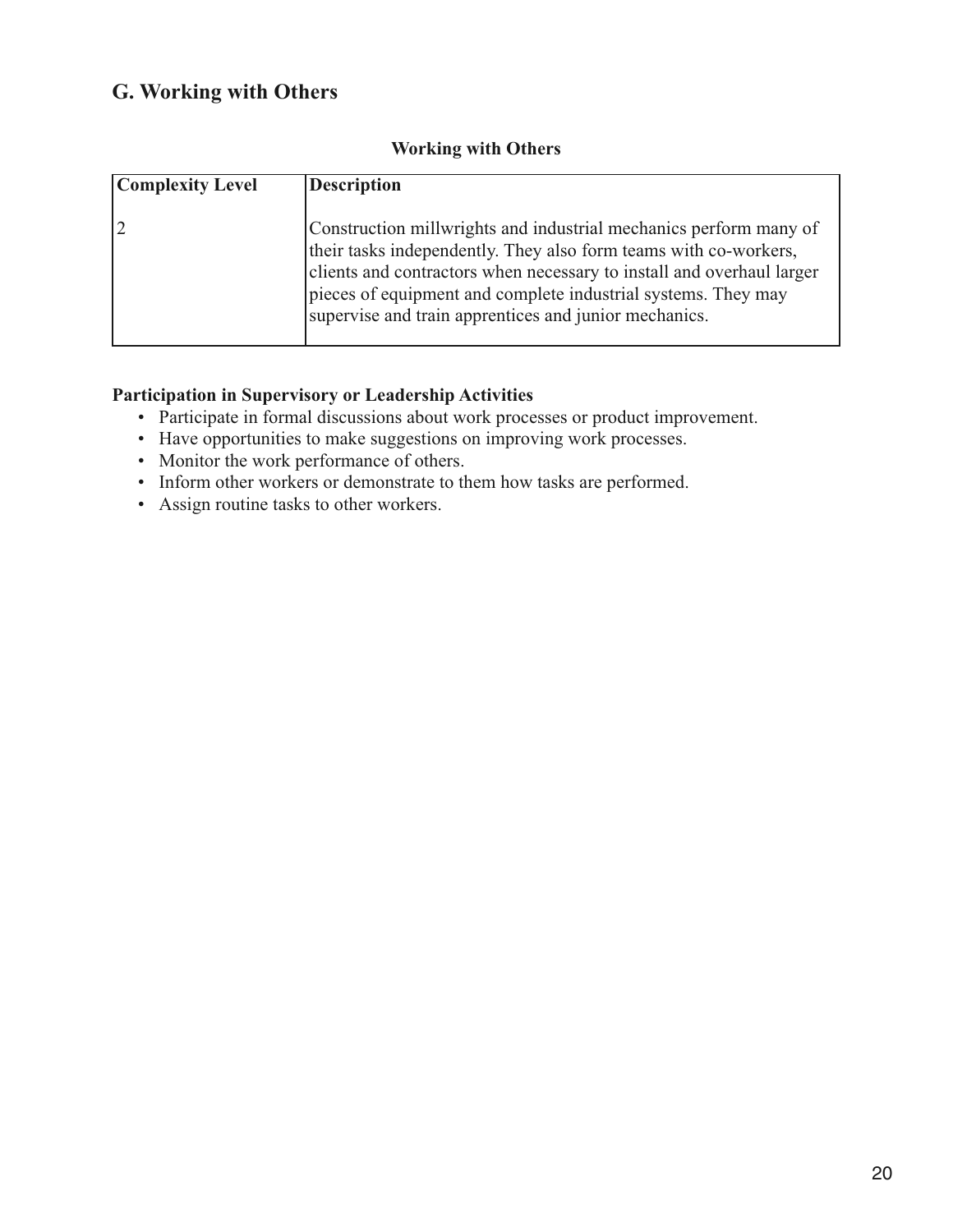## G. Working with Others

**Working with Others**

| Complexity Level | Description |
|---|---|
| 2 | Construction millwrights and industrial mechanics perform many of their tasks independently. They also form teams with co-workers, clients and contractors when necessary to install and overhaul larger pieces of equipment and complete industrial systems. They may supervise and train apprentices and junior mechanics. |

**Participation in Supervisory or Leadership Activities**

- Participate in formal discussions about work processes or product improvement.
- Have opportunities to make suggestions on improving work processes.
- Monitor the work performance of others.
- Inform other workers or demonstrate to them how tasks are performed.
- Assign routine tasks to other workers.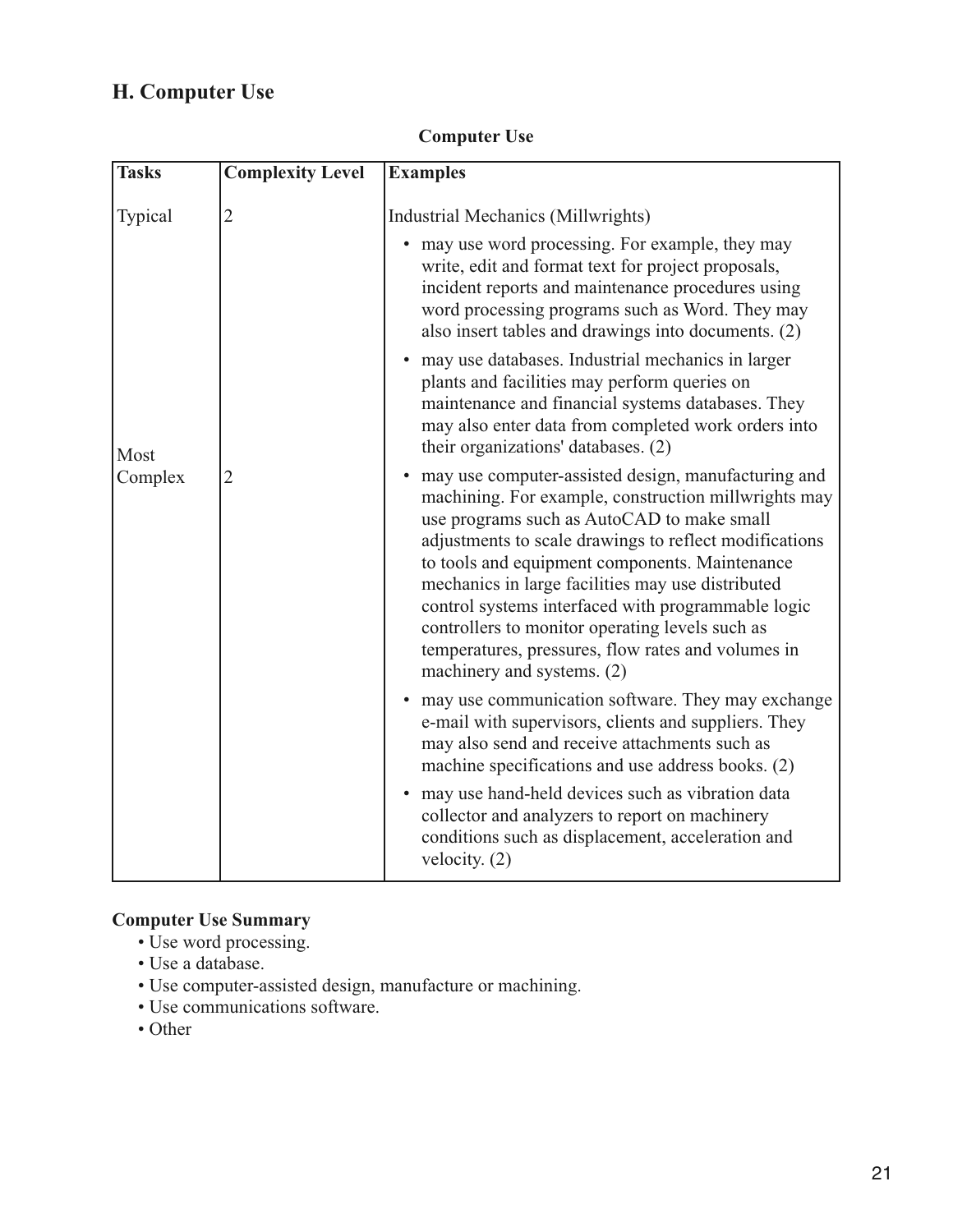## H. Computer Use

**Computer Use**

| Tasks | Complexity Level | Examples |
|---|---|---|
| Typical | 2 | Industrial Mechanics (Millwrights)<br>• may use word processing. For example, they may write, edit and format text for project proposals, incident reports and maintenance procedures using word processing programs such as Word. They may also insert tables and drawings into documents. (2)<br>• may use databases. Industrial mechanics in larger plants and facilities may perform queries on maintenance and financial systems databases. They may also enter data from completed work orders into their organizations' databases. (2) |
| Most Complex | 2 | • may use computer-assisted design, manufacturing and machining. For example, construction millwrights may use programs such as AutoCAD to make small adjustments to scale drawings to reflect modifications to tools and equipment components. Maintenance mechanics in large facilities may use distributed control systems interfaced with programmable logic controllers to monitor operating levels such as temperatures, pressures, flow rates and volumes in machinery and systems. (2)<br>• may use communication software. They may exchange e-mail with supervisors, clients and suppliers. They may also send and receive attachments such as machine specifications and use address books. (2)<br>• may use hand-held devices such as vibration data collector and analyzers to report on machinery conditions such as displacement, acceleration and velocity. (2) |

**Computer Use Summary**

- Use word processing.
- Use a database.
- Use computer-assisted design, manufacture or machining.
- Use communications software.
- Other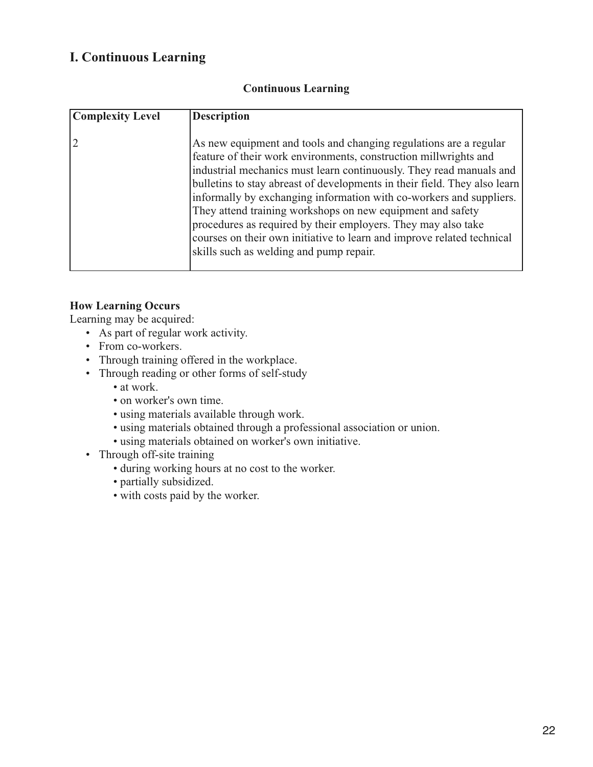## I. Continuous Learning

**Continuous Learning**

| Complexity Level | Description |
| --- | --- |
| 2 | As new equipment and tools and changing regulations are a regular feature of their work environments, construction millwrights and industrial mechanics must learn continuously. They read manuals and bulletins to stay abreast of developments in their field. They also learn informally by exchanging information with co-workers and suppliers. They attend training workshops on new equipment and safety procedures as required by their employers. They may also take courses on their own initiative to learn and improve related technical skills such as welding and pump repair. |

**How Learning Occurs**

Learning may be acquired:

- As part of regular work activity.
- From co-workers.
- Through training offered in the workplace.
- Through reading or other forms of self-study
  - at work.
  - on worker's own time.
  - using materials available through work.
  - using materials obtained through a professional association or union.
  - using materials obtained on worker's own initiative.
- Through off-site training
  - during working hours at no cost to the worker.
  - partially subsidized.
  - with costs paid by the worker.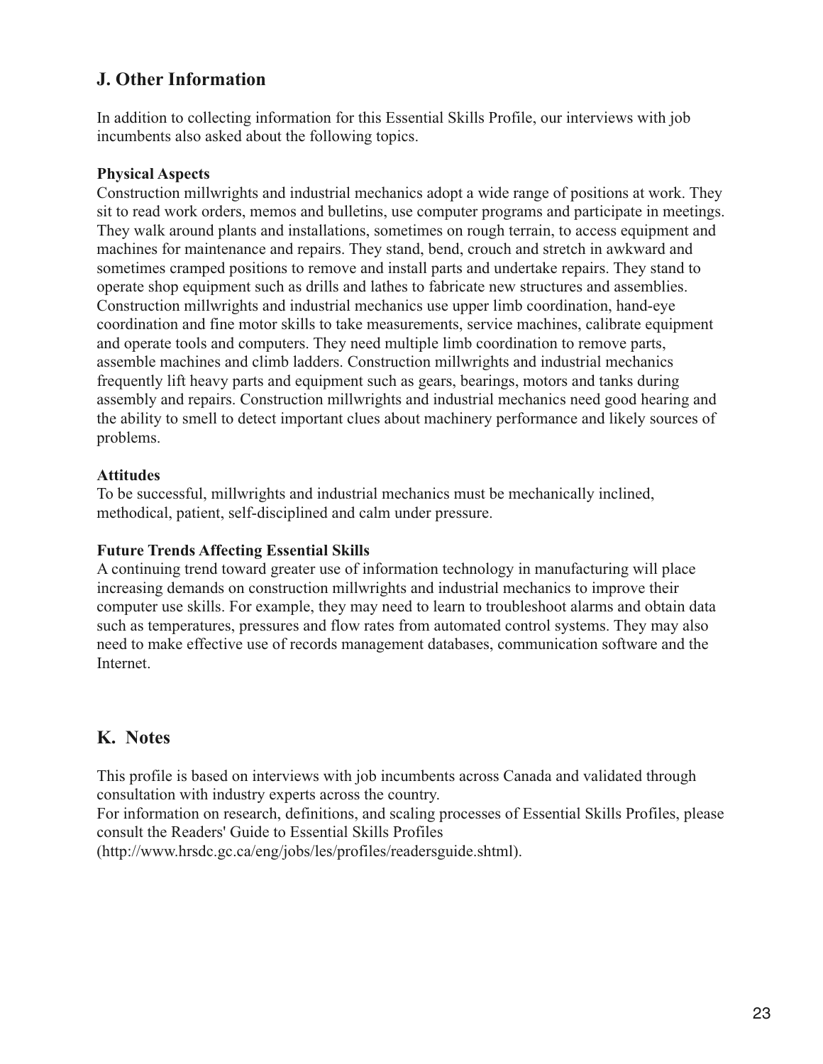## J. Other Information

In addition to collecting information for this Essential Skills Profile, our interviews with job incumbents also asked about the following topics.

**Physical Aspects**

Construction millwrights and industrial mechanics adopt a wide range of positions at work. They sit to read work orders, memos and bulletins, use computer programs and participate in meetings. They walk around plants and installations, sometimes on rough terrain, to access equipment and machines for maintenance and repairs. They stand, bend, crouch and stretch in awkward and sometimes cramped positions to remove and install parts and undertake repairs. They stand to operate shop equipment such as drills and lathes to fabricate new structures and assemblies. Construction millwrights and industrial mechanics use upper limb coordination, hand-eye coordination and fine motor skills to take measurements, service machines, calibrate equipment and operate tools and computers. They need multiple limb coordination to remove parts, assemble machines and climb ladders. Construction millwrights and industrial mechanics frequently lift heavy parts and equipment such as gears, bearings, motors and tanks during assembly and repairs. Construction millwrights and industrial mechanics need good hearing and the ability to smell to detect important clues about machinery performance and likely sources of problems.

**Attitudes**

To be successful, millwrights and industrial mechanics must be mechanically inclined, methodical, patient, self-disciplined and calm under pressure.

**Future Trends Affecting Essential Skills**

A continuing trend toward greater use of information technology in manufacturing will place increasing demands on construction millwrights and industrial mechanics to improve their computer use skills. For example, they may need to learn to troubleshoot alarms and obtain data such as temperatures, pressures and flow rates from automated control systems. They may also need to make effective use of records management databases, communication software and the Internet.

## K. Notes

This profile is based on interviews with job incumbents across Canada and validated through consultation with industry experts across the country.
For information on research, definitions, and scaling processes of Essential Skills Profiles, please consult the Readers' Guide to Essential Skills Profiles (http://www.hrsdc.gc.ca/eng/jobs/les/profiles/readersguide.shtml).